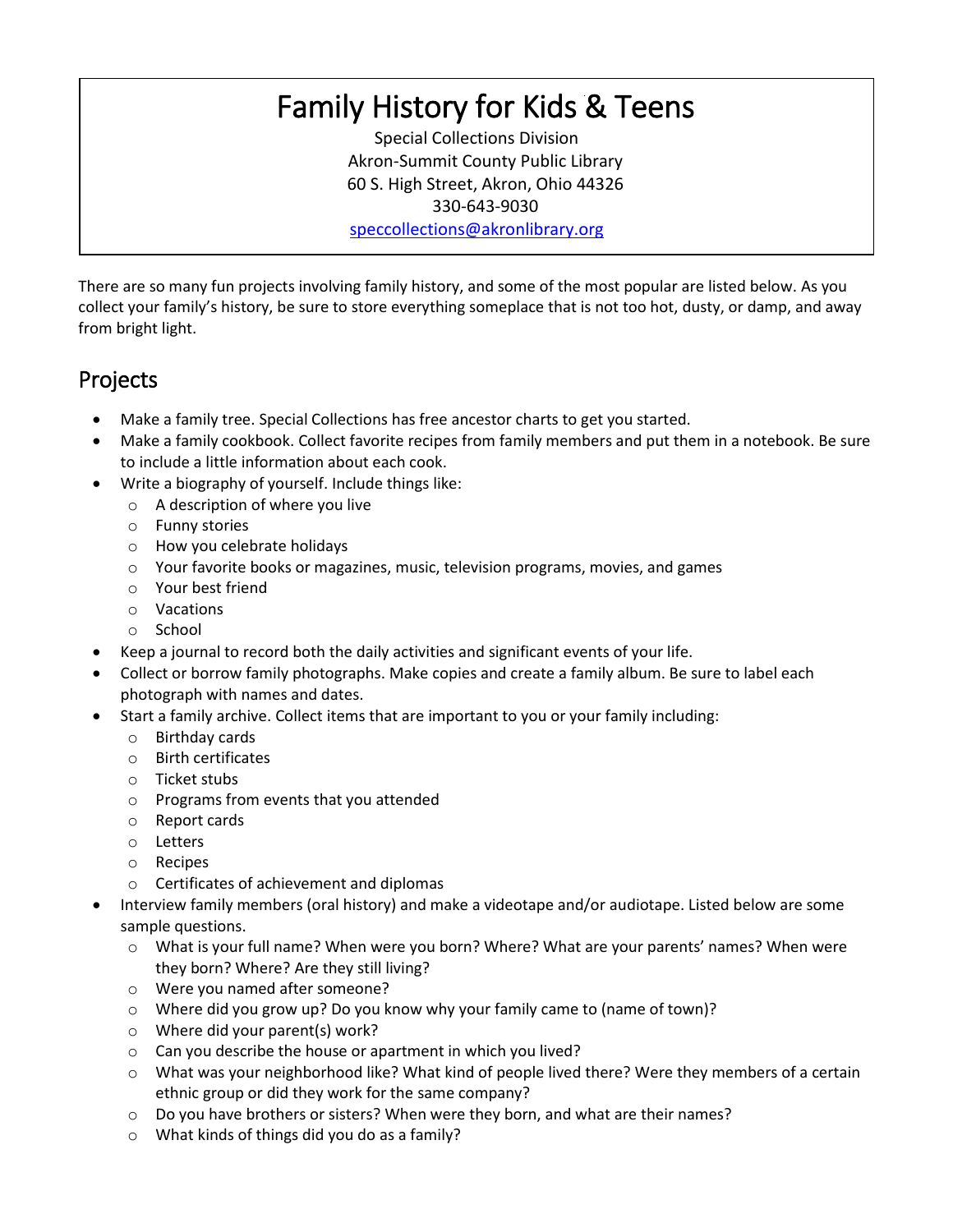# Family History for Kids & Teens

Special Collections Division
Akron-Summit County Public Library
60 S. High Street, Akron, Ohio 44326
330-643-9030
speccollections@akronlibrary.org

There are so many fun projects involving family history, and some of the most popular are listed below. As you collect your family's history, be sure to store everything someplace that is not too hot, dusty, or damp, and away from bright light.

## Projects

- Make a family tree. Special Collections has free ancestor charts to get you started.
- Make a family cookbook. Collect favorite recipes from family members and put them in a notebook. Be sure to include a little information about each cook.
- Write a biography of yourself. Include things like:
  - A description of where you live
  - Funny stories
  - How you celebrate holidays
  - Your favorite books or magazines, music, television programs, movies, and games
  - Your best friend
  - Vacations
  - School
- Keep a journal to record both the daily activities and significant events of your life.
- Collect or borrow family photographs. Make copies and create a family album. Be sure to label each photograph with names and dates.
- Start a family archive. Collect items that are important to you or your family including:
  - Birthday cards
  - Birth certificates
  - Ticket stubs
  - Programs from events that you attended
  - Report cards
  - Letters
  - Recipes
  - Certificates of achievement and diplomas
- Interview family members (oral history) and make a videotape and/or audiotape. Listed below are some sample questions.
  - What is your full name? When were you born? Where? What are your parents' names? When were they born? Where? Are they still living?
  - Were you named after someone?
  - Where did you grow up? Do you know why your family came to (name of town)?
  - Where did your parent(s) work?
  - Can you describe the house or apartment in which you lived?
  - What was your neighborhood like? What kind of people lived there? Were they members of a certain ethnic group or did they work for the same company?
  - Do you have brothers or sisters? When were they born, and what are their names?
  - What kinds of things did you do as a family?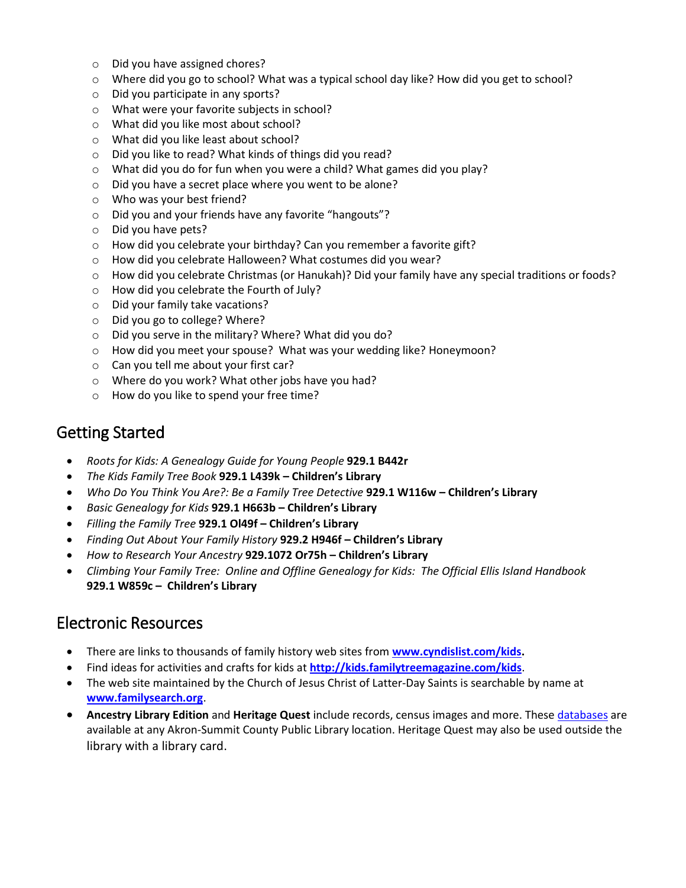- Did you have assigned chores?
- Where did you go to school? What was a typical school day like? How did you get to school?
- Did you participate in any sports?
- What were your favorite subjects in school?
- What did you like most about school?
- What did you like least about school?
- Did you like to read? What kinds of things did you read?
- What did you do for fun when you were a child? What games did you play?
- Did you have a secret place where you went to be alone?
- Who was your best friend?
- Did you and your friends have any favorite "hangouts"?
- Did you have pets?
- How did you celebrate your birthday? Can you remember a favorite gift?
- How did you celebrate Halloween? What costumes did you wear?
- How did you celebrate Christmas (or Hanukah)? Did your family have any special traditions or foods?
- How did you celebrate the Fourth of July?
- Did your family take vacations?
- Did you go to college? Where?
- Did you serve in the military? Where? What did you do?
- How did you meet your spouse? What was your wedding like? Honeymoon?
- Can you tell me about your first car?
- Where do you work? What other jobs have you had?
- How do you like to spend your free time?

## Getting Started

- *Roots for Kids: A Genealogy Guide for Young People* **929.1 B442r**
- *The Kids Family Tree Book* **929.1 L439k – Children's Library**
- *Who Do You Think You Are?: Be a Family Tree Detective* **929.1 W116w – Children's Library**
- *Basic Genealogy for Kids* **929.1 H663b – Children's Library**
- *Filling the Family Tree* **929.1 Ol49f – Children's Library**
- *Finding Out About Your Family History* **929.2 H946f – Children's Library**
- *How to Research Your Ancestry* **929.1072 Or75h – Children's Library**
- *Climbing Your Family Tree: Online and Offline Genealogy for Kids: The Official Ellis Island Handbook* **929.1 W859c – Children's Library**

## Electronic Resources

- There are links to thousands of family history web sites from **www.cyndislist.com/kids.**
- Find ideas for activities and crafts for kids at **http://kids.familytreemagazine.com/kids**.
- The web site maintained by the Church of Jesus Christ of Latter-Day Saints is searchable by name at **www.familysearch.org**.
- **Ancestry Library Edition** and **Heritage Quest** include records, census images and more. These databases are available at any Akron-Summit County Public Library location. Heritage Quest may also be used outside the library with a library card.